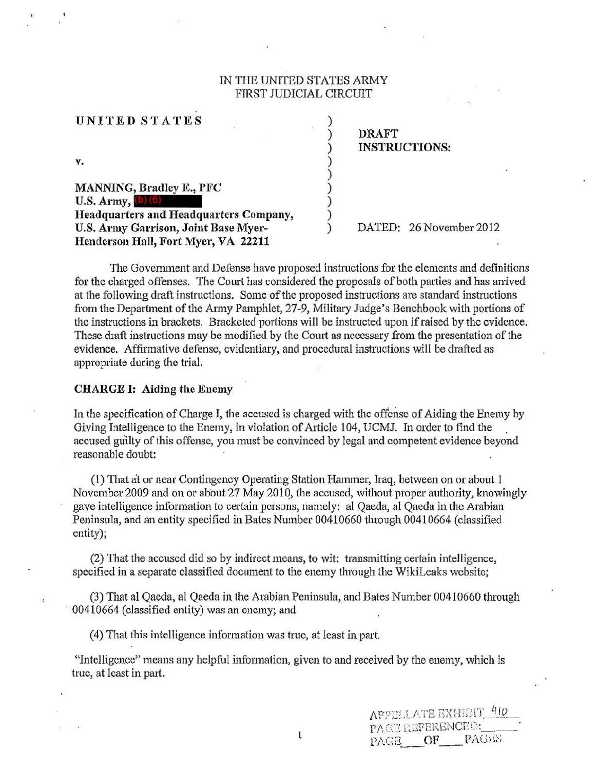IN THE UNITED STATES ARMY
FIRST JUDICIAL CIRCUIT

| | | |
|---|---|---|
| **UNITED STATES** | ) | **DRAFT INSTRUCTIONS:** |
| | ) | |
| v. | ) | |
| | ) | |
| **MANNING, Bradley E., PFC** | ) | |
| **U.S. Army,** (b) (6) | ) | |
| **Headquarters and Headquarters Company,** | ) | |
| **U.S. Army Garrison, Joint Base Myer-Henderson Hall, Fort Myer, VA 22211** | ) | DATED: 26 November 2012 |

The Government and Defense have proposed instructions for the elements and definitions for the charged offenses. The Court has considered the proposals of both parties and has arrived at the following draft instructions. Some of the proposed instructions are standard instructions from the Department of the Army Pamphlet, 27-9, Military Judge's Benchbook with portions of the instructions in brackets. Bracketed portions will be instructed upon if raised by the evidence. These draft instructions may be modified by the Court as necessary from the presentation of the evidence. Affirmative defense, evidentiary, and procedural instructions will be drafted as appropriate during the trial.

**CHARGE I: Aiding the Enemy**

In the specification of Charge I, the accused is charged with the offense of Aiding the Enemy by Giving Intelligence to the Enemy, in violation of Article 104, UCMJ. In order to find the accused guilty of this offense, you must be convinced by legal and competent evidence beyond reasonable doubt:

(1) That at or near Contingency Operating Station Hammer, Iraq, between on or about 1 November 2009 and on or about 27 May 2010, the accused, without proper authority, knowingly gave intelligence information to certain persons, namely: al Qaeda, al Qaeda in the Arabian Peninsula, and an entity specified in Bates Number 00410660 through 00410664 (classified entity);

(2) That the accused did so by indirect means, to wit: transmitting certain intelligence, specified in a separate classified document to the enemy through the WikiLeaks website;

(3) That al Qaeda, al Qaeda in the Arabian Peninsula, and Bates Number 00410660 through 00410664 (classified entity) was an enemy; and

(4) That this intelligence information was true, at least in part.

"Intelligence" means any helpful information, given to and received by the enemy, which is true, at least in part.

APPELLATE EXHIBIT 410
PAGE REFERENCED: \_\_\_\_
PAGE \_\_\_ OF \_\_\_ PAGES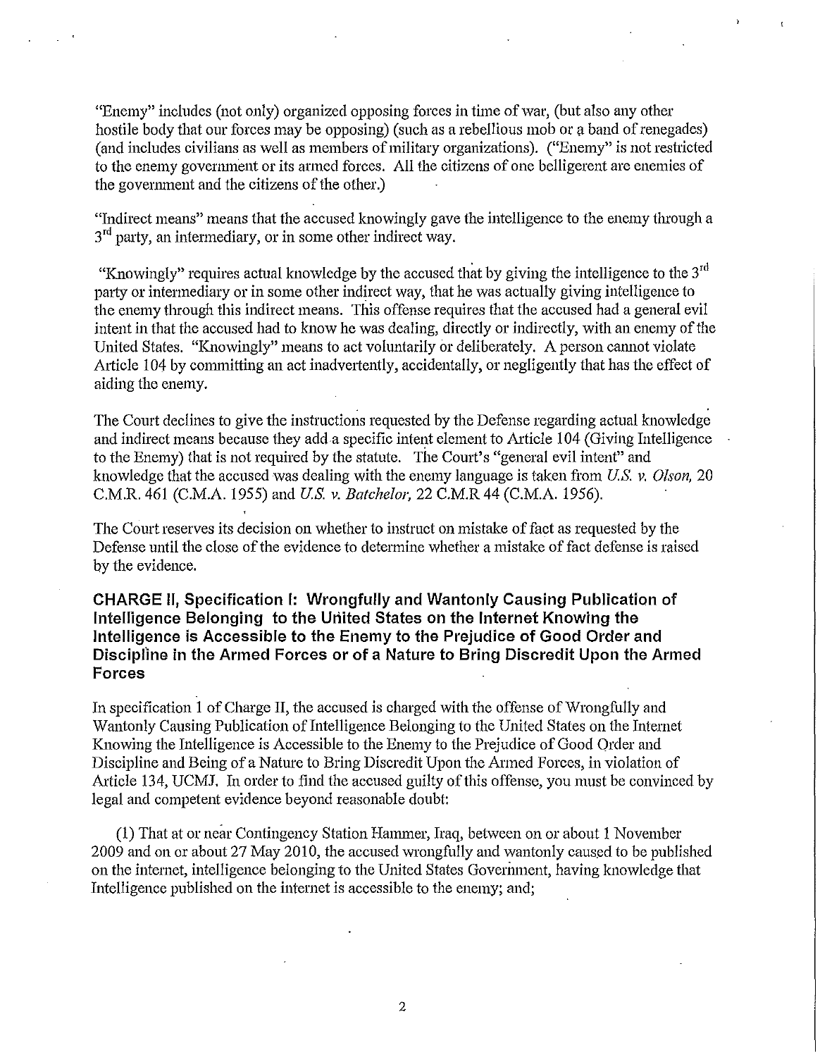"Enemy" includes (not only) organized opposing forces in time of war, (but also any other hostile body that our forces may be opposing) (such as a rebellious mob or a band of renegades) (and includes civilians as well as members of military organizations). ("Enemy" is not restricted to the enemy government or its armed forces. All the citizens of one belligerent are enemies of the government and the citizens of the other.)

"Indirect means" means that the accused knowingly gave the intelligence to the enemy through a 3rd party, an intermediary, or in some other indirect way.

"Knowingly" requires actual knowledge by the accused that by giving the intelligence to the 3rd party or intermediary or in some other indirect way, that he was actually giving intelligence to the enemy through this indirect means. This offense requires that the accused had a general evil intent in that the accused had to know he was dealing, directly or indirectly, with an enemy of the United States. "Knowingly" means to act voluntarily or deliberately. A person cannot violate Article 104 by committing an act inadvertently, accidentally, or negligently that has the effect of aiding the enemy.

The Court declines to give the instructions requested by the Defense regarding actual knowledge and indirect means because they add a specific intent element to Article 104 (Giving Intelligence to the Enemy) that is not required by the statute. The Court's "general evil intent" and knowledge that the accused was dealing with the enemy language is taken from *U.S. v. Olson*, 20 C.M.R. 461 (C.M.A. 1955) and *U.S. v. Batchelor*, 22 C.M.R 44 (C.M.A. 1956).

The Court reserves its decision on whether to instruct on mistake of fact as requested by the Defense until the close of the evidence to determine whether a mistake of fact defense is raised by the evidence.

## CHARGE II, Specification I: Wrongfully and Wantonly Causing Publication of Intelligence Belonging to the United States on the Internet Knowing the Intelligence is Accessible to the Enemy to the Prejudice of Good Order and Discipline in the Armed Forces or of a Nature to Bring Discredit Upon the Armed Forces

In specification 1 of Charge II, the accused is charged with the offense of Wrongfully and Wantonly Causing Publication of Intelligence Belonging to the United States on the Internet Knowing the Intelligence is Accessible to the Enemy to the Prejudice of Good Order and Discipline and Being of a Nature to Bring Discredit Upon the Armed Forces, in violation of Article 134, UCMJ. In order to find the accused guilty of this offense, you must be convinced by legal and competent evidence beyond reasonable doubt:

(1) That at or near Contingency Station Hammer, Iraq, between on or about 1 November 2009 and on or about 27 May 2010, the accused wrongfully and wantonly caused to be published on the internet, intelligence belonging to the United States Government, having knowledge that Intelligence published on the internet is accessible to the enemy; and;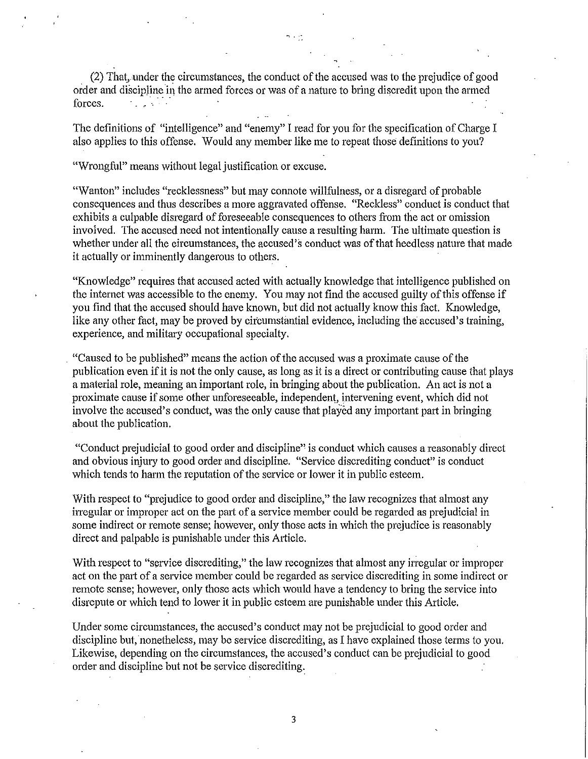(2) That, under the circumstances, the conduct of the accused was to the prejudice of good order and discipline in the armed forces or was of a nature to bring discredit upon the armed forces.

The definitions of "intelligence" and "enemy" I read for you for the specification of Charge I also applies to this offense. Would any member like me to repeat those definitions to you?

"Wrongful" means without legal justification or excuse.

"Wanton" includes "recklessness" but may connote willfulness, or a disregard of probable consequences and thus describes a more aggravated offense. "Reckless" conduct is conduct that exhibits a culpable disregard of foreseeable consequences to others from the act or omission involved. The accused need not intentionally cause a resulting harm. The ultimate question is whether under all the circumstances, the accused's conduct was of that heedless nature that made it actually or imminently dangerous to others.

"Knowledge" requires that accused acted with actually knowledge that intelligence published on the internet was accessible to the enemy. You may not find the accused guilty of this offense if you find that the accused should have known, but did not actually know this fact. Knowledge, like any other fact, may be proved by circumstantial evidence, including the accused's training, experience, and military occupational specialty.

"Caused to be published" means the action of the accused was a proximate cause of the publication even if it is not the only cause, as long as it is a direct or contributing cause that plays a material role, meaning an important role, in bringing about the publication. An act is not a proximate cause if some other unforeseeable, independent, intervening event, which did not involve the accused's conduct, was the only cause that played any important part in bringing about the publication.

"Conduct prejudicial to good order and discipline" is conduct which causes a reasonably direct and obvious injury to good order and discipline. "Service discrediting conduct" is conduct which tends to harm the reputation of the service or lower it in public esteem.

With respect to "prejudice to good order and discipline," the law recognizes that almost any irregular or improper act on the part of a service member could be regarded as prejudicial in some indirect or remote sense; however, only those acts in which the prejudice is reasonably direct and palpable is punishable under this Article.

With respect to "service discrediting," the law recognizes that almost any irregular or improper act on the part of a service member could be regarded as service discrediting in some indirect or remote sense; however, only those acts which would have a tendency to bring the service into disrepute or which tend to lower it in public esteem are punishable under this Article.

Under some circumstances, the accused's conduct may not be prejudicial to good order and discipline but, nonetheless, may be service discrediting, as I have explained those terms to you. Likewise, depending on the circumstances, the accused's conduct can be prejudicial to good order and discipline but not be service discrediting.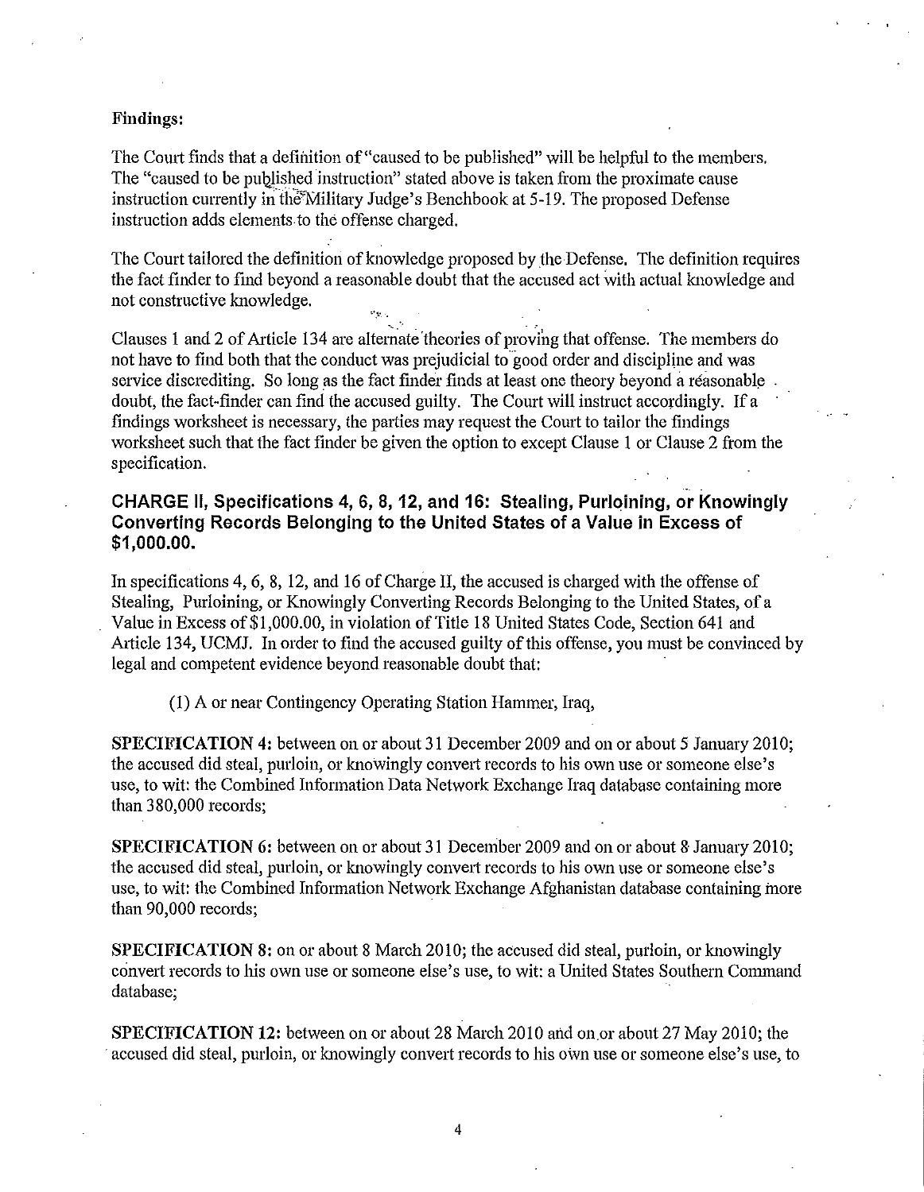**Findings:**

The Court finds that a definition of "caused to be published" will be helpful to the members. The "caused to be published instruction" stated above is taken from the proximate cause instruction currently in the Military Judge's Benchbook at 5-19. The proposed Defense instruction adds elements to the offense charged.

The Court tailored the definition of knowledge proposed by the Defense. The definition requires the fact finder to find beyond a reasonable doubt that the accused act with actual knowledge and not constructive knowledge.

Clauses 1 and 2 of Article 134 are alternate theories of proving that offense. The members do not have to find both that the conduct was prejudicial to good order and discipline and was service discrediting. So long as the fact finder finds at least one theory beyond a reasonable doubt, the fact-finder can find the accused guilty. The Court will instruct accordingly. If a findings worksheet is necessary, the parties may request the Court to tailor the findings worksheet such that the fact finder be given the option to except Clause 1 or Clause 2 from the specification.

## CHARGE II, Specifications 4, 6, 8, 12, and 16: Stealing, Purloining, or Knowingly Converting Records Belonging to the United States of a Value in Excess of $1,000.00.

In specifications 4, 6, 8, 12, and 16 of Charge II, the accused is charged with the offense of Stealing, Purloining, or Knowingly Converting Records Belonging to the United States, of a Value in Excess of $1,000.00, in violation of Title 18 United States Code, Section 641 and Article 134, UCMJ. In order to find the accused guilty of this offense, you must be convinced by legal and competent evidence beyond reasonable doubt that:

(1) A or near Contingency Operating Station Hammer, Iraq,

**SPECIFICATION 4:** between on or about 31 December 2009 and on or about 5 January 2010; the accused did steal, purloin, or knowingly convert records to his own use or someone else's use, to wit: the Combined Information Data Network Exchange Iraq database containing more than 380,000 records;

**SPECIFICATION 6:** between on or about 31 December 2009 and on or about 8 January 2010; the accused did steal, purloin, or knowingly convert records to his own use or someone else's use, to wit: the Combined Information Network Exchange Afghanistan database containing more than 90,000 records;

**SPECIFICATION 8:** on or about 8 March 2010; the accused did steal, purloin, or knowingly convert records to his own use or someone else's use, to wit: a United States Southern Command database;

**SPECIFICATION 12:** between on or about 28 March 2010 and on or about 27 May 2010; the accused did steal, purloin, or knowingly convert records to his own use or someone else's use, to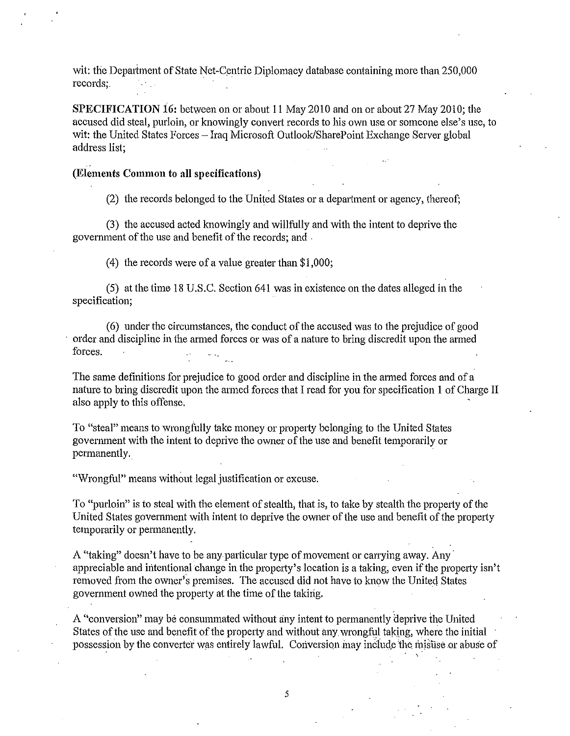wit: the Department of State Net-Centric Diplomacy database containing more than 250,000 records;.

**SPECIFICATION 16:** between on or about 11 May 2010 and on or about 27 May 2010; the accused did steal, purloin, or knowingly convert records to his own use or someone else's use, to wit: the United States Forces – Iraq Microsoft Outlook/SharePoint Exchange Server global address list;

**(Elements Common to all specifications)**

(2) the records belonged to the United States or a department or agency, thereof;

(3) the accused acted knowingly and willfully and with the intent to deprive the government of the use and benefit of the records; and

(4) the records were of a value greater than $1,000;

(5) at the time 18 U.S.C. Section 641 was in existence on the dates alleged in the specification;

(6) under the circumstances, the conduct of the accused was to the prejudice of good order and discipline in the armed forces or was of a nature to bring discredit upon the armed forces.

The same definitions for prejudice to good order and discipline in the armed forces and of a nature to bring discredit upon the armed forces that I read for you for specification 1 of Charge II also apply to this offense.

To "steal" means to wrongfully take money or property belonging to the United States government with the intent to deprive the owner of the use and benefit temporarily or permanently.

"Wrongful" means without legal justification or excuse.

To "purloin" is to steal with the element of stealth, that is, to take by stealth the property of the United States government with intent to deprive the owner of the use and benefit of the property temporarily or permanently.

A "taking" doesn't have to be any particular type of movement or carrying away. Any appreciable and intentional change in the property's location is a taking, even if the property isn't removed from the owner's premises. The accused did not have to know the United States government owned the property at the time of the taking.

A "conversion" may be consummated without any intent to permanently deprive the United States of the use and benefit of the property and without any wrongful taking, where the initial possession by the converter was entirely lawful. Conversion may include the misuse or abuse of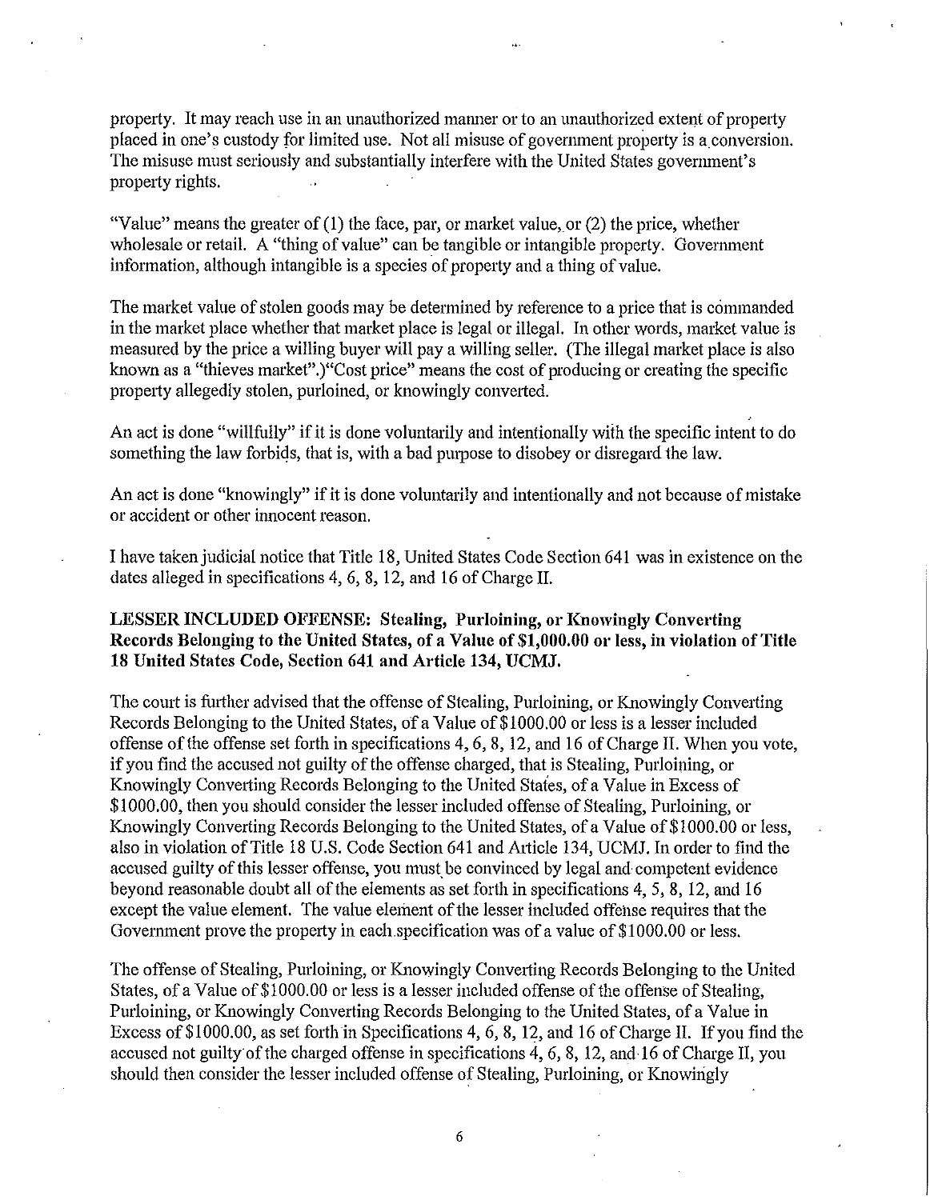property. It may reach use in an unauthorized manner or to an unauthorized extent of property placed in one's custody for limited use. Not all misuse of government property is a conversion. The misuse must seriously and substantially interfere with the United States government's property rights.

"Value" means the greater of (1) the face, par, or market value, or (2) the price, whether wholesale or retail. A "thing of value" can be tangible or intangible property. Government information, although intangible is a species of property and a thing of value.

The market value of stolen goods may be determined by reference to a price that is commanded in the market place whether that market place is legal or illegal. In other words, market value is measured by the price a willing buyer will pay a willing seller. (The illegal market place is also known as a "thieves market".)"Cost price" means the cost of producing or creating the specific property allegedly stolen, purloined, or knowingly converted.

An act is done "willfully" if it is done voluntarily and intentionally with the specific intent to do something the law forbids, that is, with a bad purpose to disobey or disregard the law.

An act is done "knowingly" if it is done voluntarily and intentionally and not because of mistake or accident or other innocent reason.

I have taken judicial notice that Title 18, United States Code Section 641 was in existence on the dates alleged in specifications 4, 6, 8, 12, and 16 of Charge II.

**LESSER INCLUDED OFFENSE: Stealing, Purloining, or Knowingly Converting Records Belonging to the United States, of a Value of $1,000.00 or less, in violation of Title 18 United States Code, Section 641 and Article 134, UCMJ.**

The court is further advised that the offense of Stealing, Purloining, or Knowingly Converting Records Belonging to the United States, of a Value of $1000.00 or less is a lesser included offense of the offense set forth in specifications 4, 6, 8, 12, and 16 of Charge II. When you vote, if you find the accused not guilty of the offense charged, that is Stealing, Purloining, or Knowingly Converting Records Belonging to the United States, of a Value in Excess of $1000.00, then you should consider the lesser included offense of Stealing, Purloining, or Knowingly Converting Records Belonging to the United States, of a Value of $1000.00 or less, also in violation of Title 18 U.S. Code Section 641 and Article 134, UCMJ. In order to find the accused guilty of this lesser offense, you must be convinced by legal and competent evidence beyond reasonable doubt all of the elements as set forth in specifications 4, 5, 8, 12, and 16 except the value element. The value element of the lesser included offense requires that the Government prove the property in each specification was of a value of $1000.00 or less.

The offense of Stealing, Purloining, or Knowingly Converting Records Belonging to the United States, of a Value of $1000.00 or less is a lesser included offense of the offense of Stealing, Purloining, or Knowingly Converting Records Belonging to the United States, of a Value in Excess of $1000.00, as set forth in Specifications 4, 6, 8, 12, and 16 of Charge II. If you find the accused not guilty of the charged offense in specifications 4, 6, 8, 12, and 16 of Charge II, you should then consider the lesser included offense of Stealing, Purloining, or Knowingly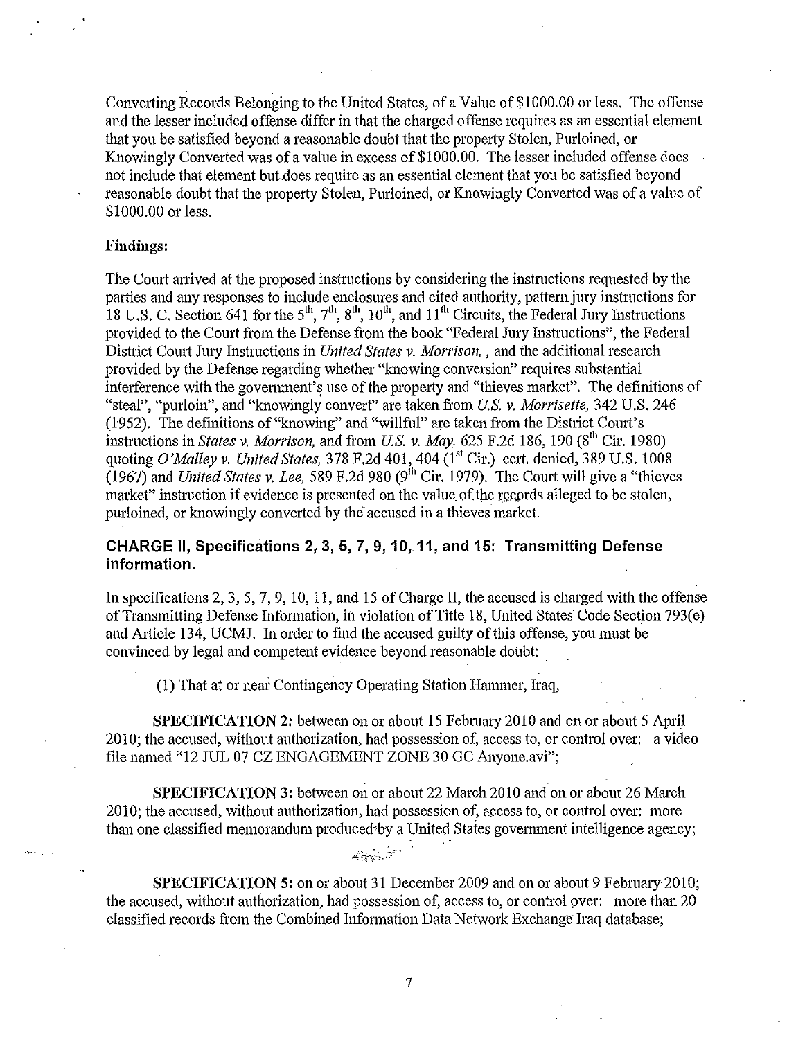Converting Records Belonging to the United States, of a Value of $1000.00 or less. The offense and the lesser included offense differ in that the charged offense requires as an essential element that you be satisfied beyond a reasonable doubt that the property Stolen, Purloined, or Knowingly Converted was of a value in excess of $1000.00. The lesser included offense does not include that element but does require as an essential element that you be satisfied beyond reasonable doubt that the property Stolen, Purloined, or Knowingly Converted was of a value of $1000.00 or less.

**Findings:**

The Court arrived at the proposed instructions by considering the instructions requested by the parties and any responses to include enclosures and cited authority, pattern jury instructions for 18 U.S. C. Section 641 for the 5th, 7th, 8th, 10th, and 11th Circuits, the Federal Jury Instructions provided to the Court from the Defense from the book "Federal Jury Instructions", the Federal District Court Jury Instructions in *United States v. Morrison,* , and the additional research provided by the Defense regarding whether "knowing conversion" requires substantial interference with the government's use of the property and "thieves market". The definitions of "steal", "purloin", and "knowingly convert" are taken from *U.S. v. Morrisette,* 342 U.S. 246 (1952). The definitions of "knowing" and "willful" are taken from the District Court's instructions in *States v. Morrison,* and from *U.S. v. May,* 625 F.2d 186, 190 (8th Cir. 1980) quoting *O'Malley v. United States,* 378 F.2d 401, 404 (1st Cir.) cert. denied, 389 U.S. 1008 (1967) and *United States v. Lee,* 589 F.2d 980 (9th Cir. 1979). The Court will give a "thieves market" instruction if evidence is presented on the value of the records alleged to be stolen, purloined, or knowingly converted by the accused in a thieves market.

## CHARGE II, Specifications 2, 3, 5, 7, 9, 10, 11, and 15: Transmitting Defense information.

In specifications 2, 3, 5, 7, 9, 10, 11, and 15 of Charge II, the accused is charged with the offense of Transmitting Defense Information, in violation of Title 18, United States Code Section 793(e) and Article 134, UCMJ. In order to find the accused guilty of this offense, you must be convinced by legal and competent evidence beyond reasonable doubt:

(1) That at or near Contingency Operating Station Hammer, Iraq,

**SPECIFICATION 2:** between on or about 15 February 2010 and on or about 5 April 2010; the accused, without authorization, had possession of, access to, or control over: a video file named "12 JUL 07 CZ ENGAGEMENT ZONE 30 GC Anyone.avi";

**SPECIFICATION 3:** between on or about 22 March 2010 and on or about 26 March 2010; the accused, without authorization, had possession of, access to, or control over: more than one classified memorandum produced by a United States government intelligence agency;

**SPECIFICATION 5:** on or about 31 December 2009 and on or about 9 February 2010; the accused, without authorization, had possession of, access to, or control over: more than 20 classified records from the Combined Information Data Network Exchange Iraq database;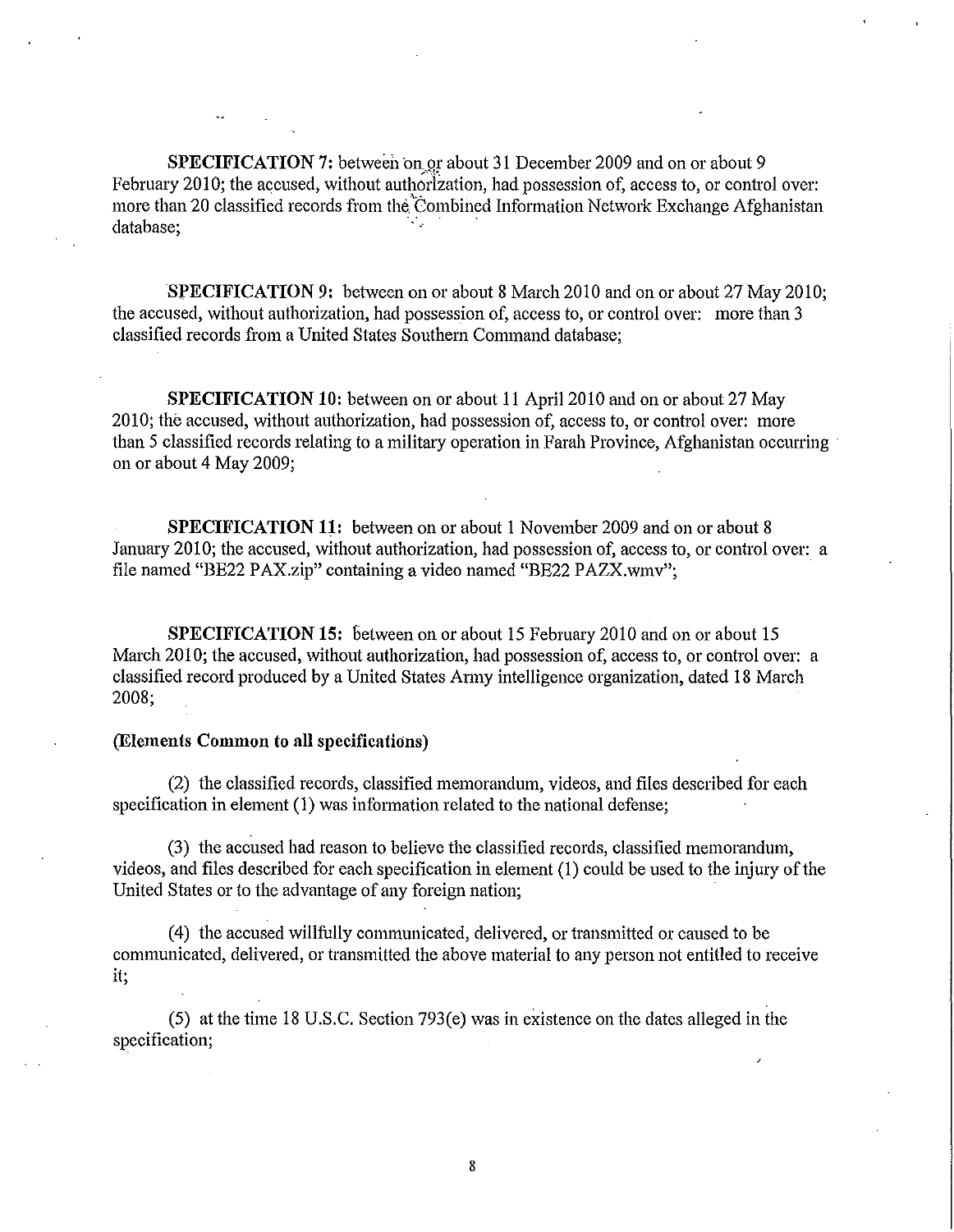**SPECIFICATION 7:** between on or about 31 December 2009 and on or about 9 February 2010; the accused, without authorization, had possession of, access to, or control over: more than 20 classified records from the Combined Information Network Exchange Afghanistan database;

**SPECIFICATION 9:** between on or about 8 March 2010 and on or about 27 May 2010; the accused, without authorization, had possession of, access to, or control over: more than 3 classified records from a United States Southern Command database;

**SPECIFICATION 10:** between on or about 11 April 2010 and on or about 27 May 2010; the accused, without authorization, had possession of, access to, or control over: more than 5 classified records relating to a military operation in Farah Province, Afghanistan occurring on or about 4 May 2009;

**SPECIFICATION 11:** between on or about 1 November 2009 and on or about 8 January 2010; the accused, without authorization, had possession of, access to, or control over: a file named "BE22 PAX.zip" containing a video named "BE22 PAZX.wmv";

**SPECIFICATION 15:** between on or about 15 February 2010 and on or about 15 March 2010; the accused, without authorization, had possession of, access to, or control over: a classified record produced by a United States Army intelligence organization, dated 18 March 2008;

**(Elements Common to all specifications)**

(2) the classified records, classified memorandum, videos, and files described for each specification in element (1) was information related to the national defense;

(3) the accused had reason to believe the classified records, classified memorandum, videos, and files described for each specification in element (1) could be used to the injury of the United States or to the advantage of any foreign nation;

(4) the accused willfully communicated, delivered, or transmitted or caused to be communicated, delivered, or transmitted the above material to any person not entitled to receive it;

(5) at the time 18 U.S.C. Section 793(e) was in existence on the dates alleged in the specification;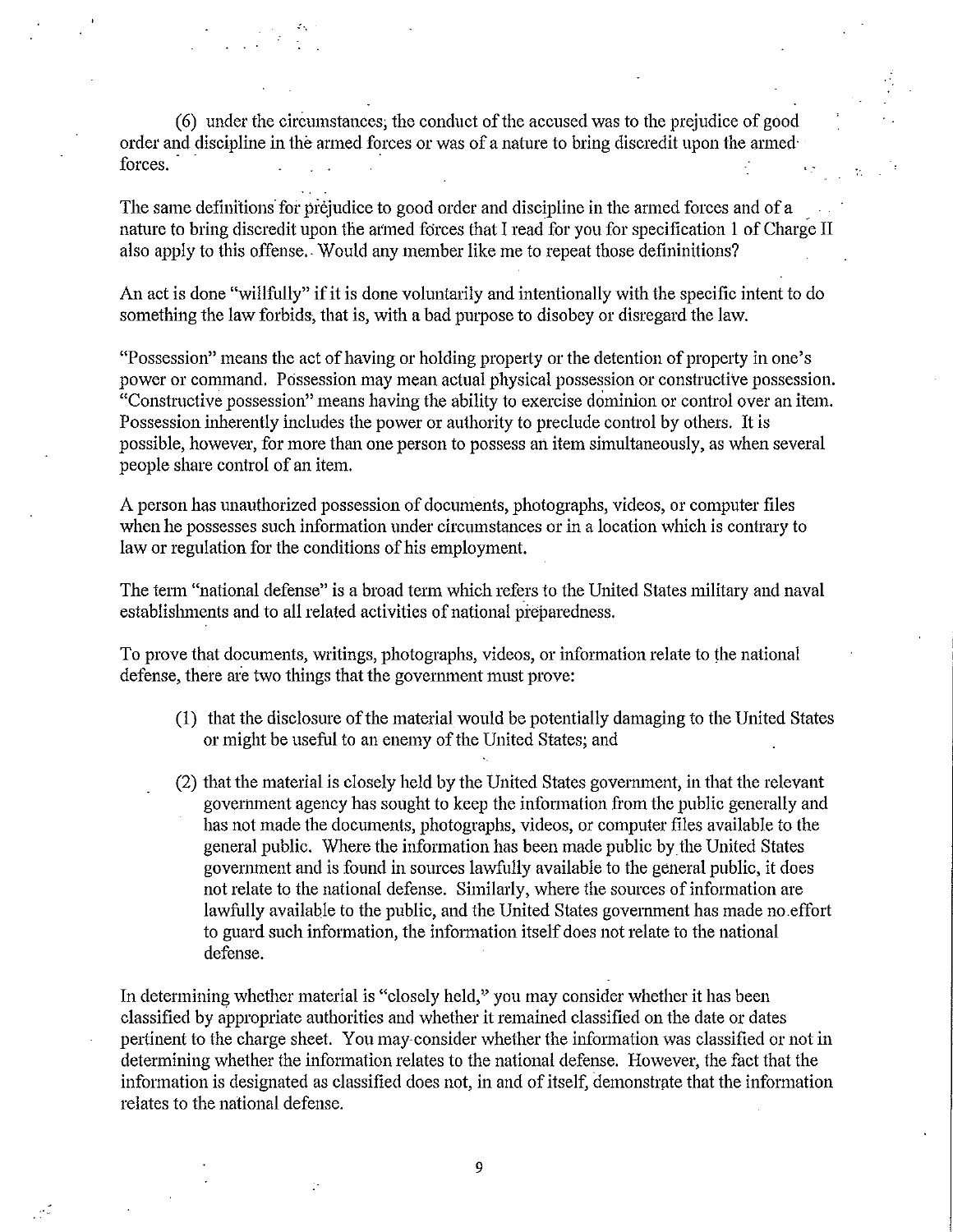(6) under the circumstances, the conduct of the accused was to the prejudice of good order and discipline in the armed forces or was of a nature to bring discredit upon the armed forces.

The same definitions for prejudice to good order and discipline in the armed forces and of a nature to bring discredit upon the armed forces that I read for you for specification 1 of Charge II also apply to this offense. Would any member like me to repeat those defininitions?

An act is done "willfully" if it is done voluntarily and intentionally with the specific intent to do something the law forbids, that is, with a bad purpose to disobey or disregard the law.

"Possession" means the act of having or holding property or the detention of property in one's power or command. Possession may mean actual physical possession or constructive possession. "Constructive possession" means having the ability to exercise dominion or control over an item. Possession inherently includes the power or authority to preclude control by others. It is possible, however, for more than one person to possess an item simultaneously, as when several people share control of an item.

A person has unauthorized possession of documents, photographs, videos, or computer files when he possesses such information under circumstances or in a location which is contrary to law or regulation for the conditions of his employment.

The term "national defense" is a broad term which refers to the United States military and naval establishments and to all related activities of national preparedness.

To prove that documents, writings, photographs, videos, or information relate to the national defense, there are two things that the government must prove:

(1) that the disclosure of the material would be potentially damaging to the United States or might be useful to an enemy of the United States; and

(2) that the material is closely held by the United States government, in that the relevant government agency has sought to keep the information from the public generally and has not made the documents, photographs, videos, or computer files available to the general public. Where the information has been made public by the United States government and is found in sources lawfully available to the general public, it does not relate to the national defense. Similarly, where the sources of information are lawfully available to the public, and the United States government has made no effort to guard such information, the information itself does not relate to the national defense.

In determining whether material is "closely held," you may consider whether it has been classified by appropriate authorities and whether it remained classified on the date or dates pertinent to the charge sheet. You may consider whether the information was classified or not in determining whether the information relates to the national defense. However, the fact that the information is designated as classified does not, in and of itself, demonstrate that the information relates to the national defense.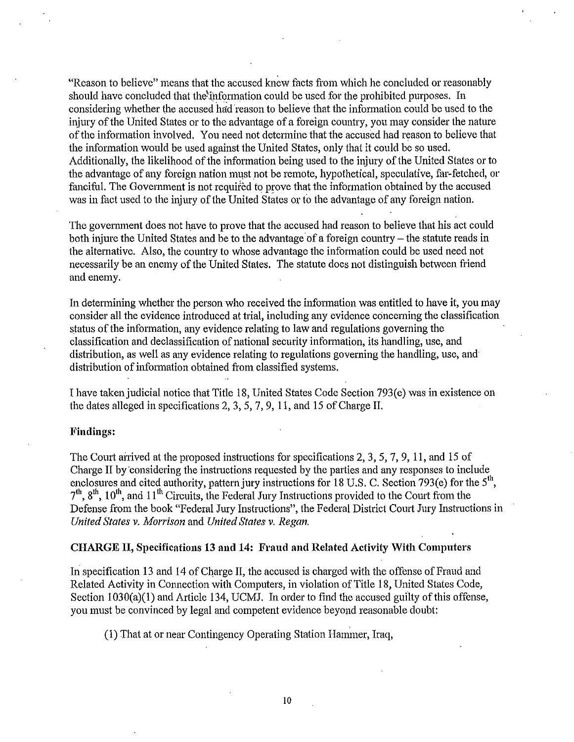"Reason to believe" means that the accused knew facts from which he concluded or reasonably should have concluded that the information could be used for the prohibited purposes. In considering whether the accused had reason to believe that the information could be used to the injury of the United States or to the advantage of a foreign country, you may consider the nature of the information involved. You need not determine that the accused had reason to believe that the information would be used against the United States, only that it could be so used. Additionally, the likelihood of the information being used to the injury of the United States or to the advantage of any foreign nation must not be remote, hypothetical, speculative, far-fetched, or fanciful. The Government is not required to prove that the information obtained by the accused was in fact used to the injury of the United States or to the advantage of any foreign nation.

The government does not have to prove that the accused had reason to believe that his act could both injure the United States and be to the advantage of a foreign country – the statute reads in the alternative. Also, the country to whose advantage the information could be used need not necessarily be an enemy of the United States. The statute does not distinguish between friend and enemy.

In determining whether the person who received the information was entitled to have it, you may consider all the evidence introduced at trial, including any evidence concerning the classification status of the information, any evidence relating to law and regulations governing the classification and declassification of national security information, its handling, use, and distribution, as well as any evidence relating to regulations governing the handling, use, and distribution of information obtained from classified systems.

I have taken judicial notice that Title 18, United States Code Section 793(e) was in existence on the dates alleged in specifications 2, 3, 5, 7, 9, 11, and 15 of Charge II.

**Findings:**

The Court arrived at the proposed instructions for specifications 2, 3, 5, 7, 9, 11, and 15 of Charge II by considering the instructions requested by the parties and any responses to include enclosures and cited authority, pattern jury instructions for 18 U.S. C. Section 793(e) for the 5th, 7th, 8th, 10th, and 11th Circuits, the Federal Jury Instructions provided to the Court from the Defense from the book "Federal Jury Instructions", the Federal District Court Jury Instructions in *United States v. Morrison* and *United States v. Regan.*

**CHARGE II, Specifications 13 and 14: Fraud and Related Activity With Computers**

In specification 13 and 14 of Charge II, the accused is charged with the offense of Fraud and Related Activity in Connection with Computers, in violation of Title 18, United States Code, Section 1030(a)(1) and Article 134, UCMJ. In order to find the accused guilty of this offense, you must be convinced by legal and competent evidence beyond reasonable doubt:

(1) That at or near Contingency Operating Station Hammer, Iraq,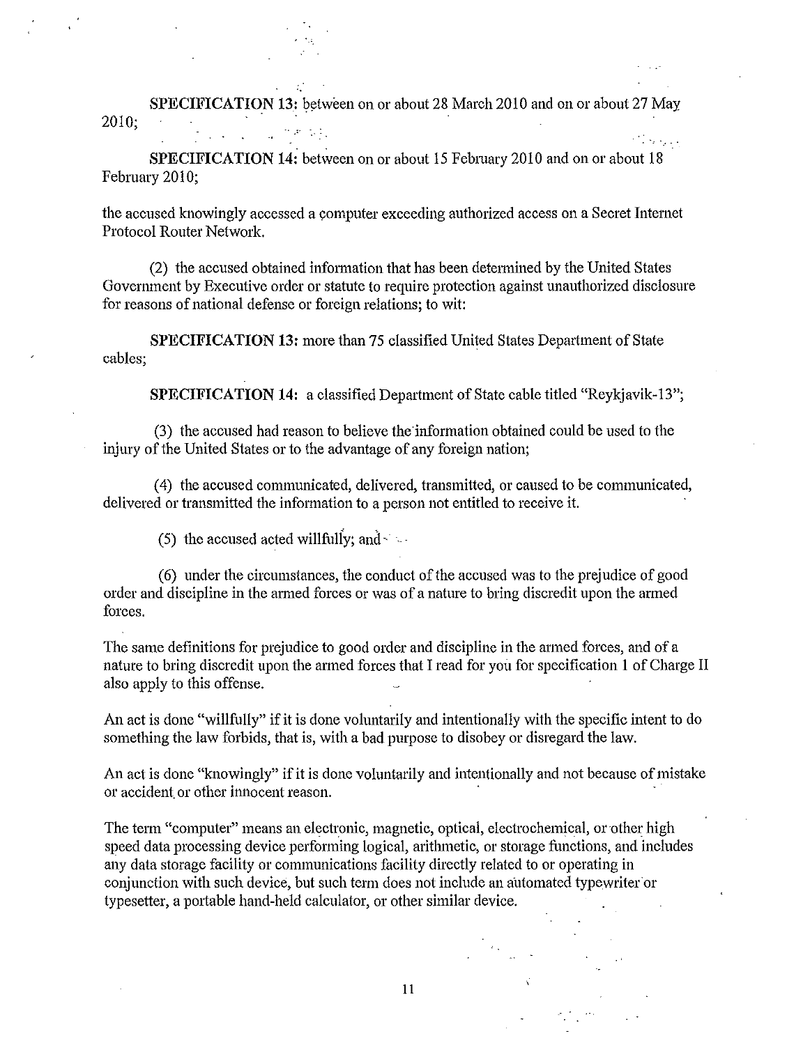**SPECIFICATION 13:** between on or about 28 March 2010 and on or about 27 May 2010;

**SPECIFICATION 14:** between on or about 15 February 2010 and on or about 18 February 2010;

the accused knowingly accessed a computer exceeding authorized access on a Secret Internet Protocol Router Network.

(2) the accused obtained information that has been determined by the United States Government by Executive order or statute to require protection against unauthorized disclosure for reasons of national defense or foreign relations; to wit:

**SPECIFICATION 13:** more than 75 classified United States Department of State cables;

**SPECIFICATION 14:** a classified Department of State cable titled "Reykjavik-13";

(3) the accused had reason to believe the information obtained could be used to the injury of the United States or to the advantage of any foreign nation;

(4) the accused communicated, delivered, transmitted, or caused to be communicated, delivered or transmitted the information to a person not entitled to receive it.

(5) the accused acted willfully; and

(6) under the circumstances, the conduct of the accused was to the prejudice of good order and discipline in the armed forces or was of a nature to bring discredit upon the armed forces.

The same definitions for prejudice to good order and discipline in the armed forces, and of a nature to bring discredit upon the armed forces that I read for you for specification 1 of Charge II also apply to this offense.

An act is done "willfully" if it is done voluntarily and intentionally with the specific intent to do something the law forbids, that is, with a bad purpose to disobey or disregard the law.

An act is done "knowingly" if it is done voluntarily and intentionally and not because of mistake or accident or other innocent reason.

The term "computer" means an electronic, magnetic, optical, electrochemical, or other high speed data processing device performing logical, arithmetic, or storage functions, and includes any data storage facility or communications facility directly related to or operating in conjunction with such device, but such term does not include an automated typewriter or typesetter, a portable hand-held calculator, or other similar device.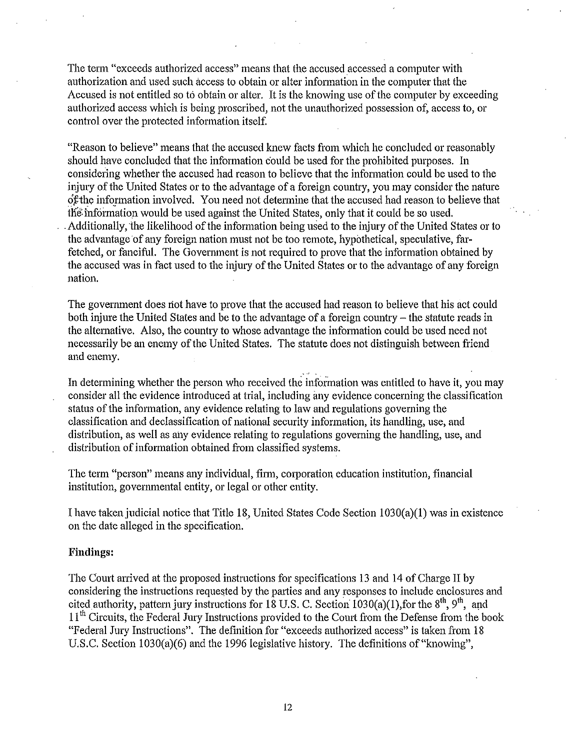The term "exceeds authorized access" means that the accused accessed a computer with authorization and used such access to obtain or alter information in the computer that the Accused is not entitled so to obtain or alter. It is the knowing use of the computer by exceeding authorized access which is being proscribed, not the unauthorized possession of, access to, or control over the protected information itself.

"Reason to believe" means that the accused knew facts from which he concluded or reasonably should have concluded that the information could be used for the prohibited purposes. In considering whether the accused had reason to believe that the information could be used to the injury of the United States or to the advantage of a foreign country, you may consider the nature of the information involved. You need not determine that the accused had reason to believe that the information would be used against the United States, only that it could be so used. Additionally, the likelihood of the information being used to the injury of the United States or to the advantage of any foreign nation must not be too remote, hypothetical, speculative, far-fetched, or fanciful. The Government is not required to prove that the information obtained by the accused was in fact used to the injury of the United States or to the advantage of any foreign nation.

The government does not have to prove that the accused had reason to believe that his act could both injure the United States and be to the advantage of a foreign country – the statute reads in the alternative. Also, the country to whose advantage the information could be used need not necessarily be an enemy of the United States. The statute does not distinguish between friend and enemy.

In determining whether the person who received the information was entitled to have it, you may consider all the evidence introduced at trial, including any evidence concerning the classification status of the information, any evidence relating to law and regulations governing the classification and declassification of national security information, its handling, use, and distribution, as well as any evidence relating to regulations governing the handling, use, and distribution of information obtained from classified systems.

The term "person" means any individual, firm, corporation education institution, financial institution, governmental entity, or legal or other entity.

I have taken judicial notice that Title 18, United States Code Section 1030(a)(1) was in existence on the date alleged in the specification.

**Findings:**

The Court arrived at the proposed instructions for specifications 13 and 14 of Charge II by considering the instructions requested by the parties and any responses to include enclosures and cited authority, pattern jury instructions for 18 U.S. C. Section 1030(a)(1),for the 8th, 9th, and 11th Circuits, the Federal Jury Instructions provided to the Court from the Defense from the book "Federal Jury Instructions". The definition for "exceeds authorized access" is taken from 18 U.S.C. Section 1030(a)(6) and the 1996 legislative history. The definitions of "knowing",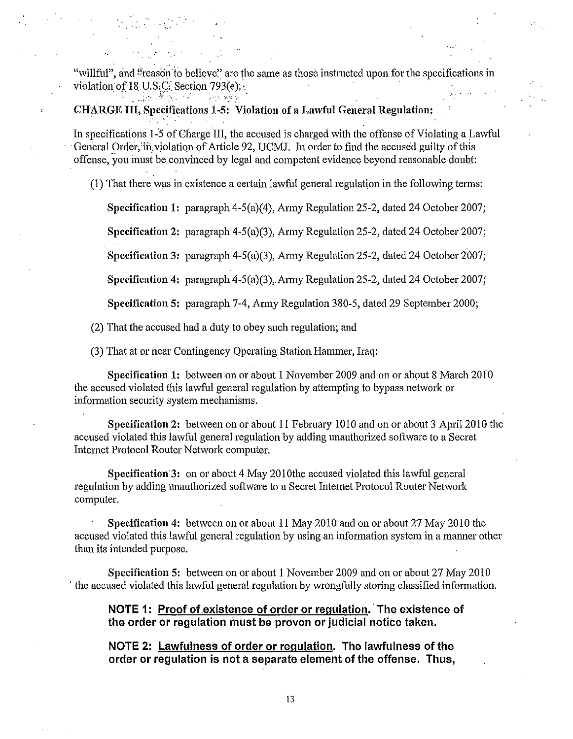"willful", and "reason to believe" are the same as those instructed upon for the specifications in violation of 18 U.S.C. Section 793(e).

**CHARGE III, Specifications 1-5: Violation of a Lawful General Regulation:**

In specifications 1-5 of Charge III, the accused is charged with the offense of Violating a Lawful General Order, in violation of Article 92, UCMJ. In order to find the accused guilty of this offense, you must be convinced by legal and competent evidence beyond reasonable doubt:

(1) That there was in existence a certain lawful general regulation in the following terms:

**Specification 1:** paragraph 4-5(a)(4), Army Regulation 25-2, dated 24 October 2007;

**Specification 2:** paragraph 4-5(a)(3), Army Regulation 25-2, dated 24 October 2007;

**Specification 3:** paragraph 4-5(a)(3), Army Regulation 25-2, dated 24 October 2007;

**Specification 4:** paragraph 4-5(a)(3), Army Regulation 25-2, dated 24 October 2007;

**Specification 5:** paragraph 7-4, Army Regulation 380-5, dated 29 September 2000;

(2) That the accused had a duty to obey such regulation; and

(3) That at or near Contingency Operating Station Hammer, Iraq:

**Specification 1:** between on or about 1 November 2009 and on or about 8 March 2010 the accused violated this lawful general regulation by attempting to bypass network or information security system mechanisms.

**Specification 2:** between on or about 11 February 1010 and on or about 3 April 2010 the accused violated this lawful general regulation by adding unauthorized software to a Secret Internet Protocol Router Network computer.

**Specification 3:** on or about 4 May 2010the accused violated this lawful general regulation by adding unauthorized software to a Secret Internet Protocol Router Network computer.

**Specification 4:** between on or about 11 May 2010 and on or about 27 May 2010 the accused violated this lawful general regulation by using an information system in a manner other than its intended purpose.

**Specification 5:** between on or about 1 November 2009 and on or about 27 May 2010 the accused violated this lawful general regulation by wrongfully storing classified information.

**NOTE 1: Proof of existence of order or regulation. The existence of the order or regulation must be proven or judicial notice taken.**

**NOTE 2: Lawfulness of order or regulation. The lawfulness of the order or regulation is not a separate element of the offense. Thus,**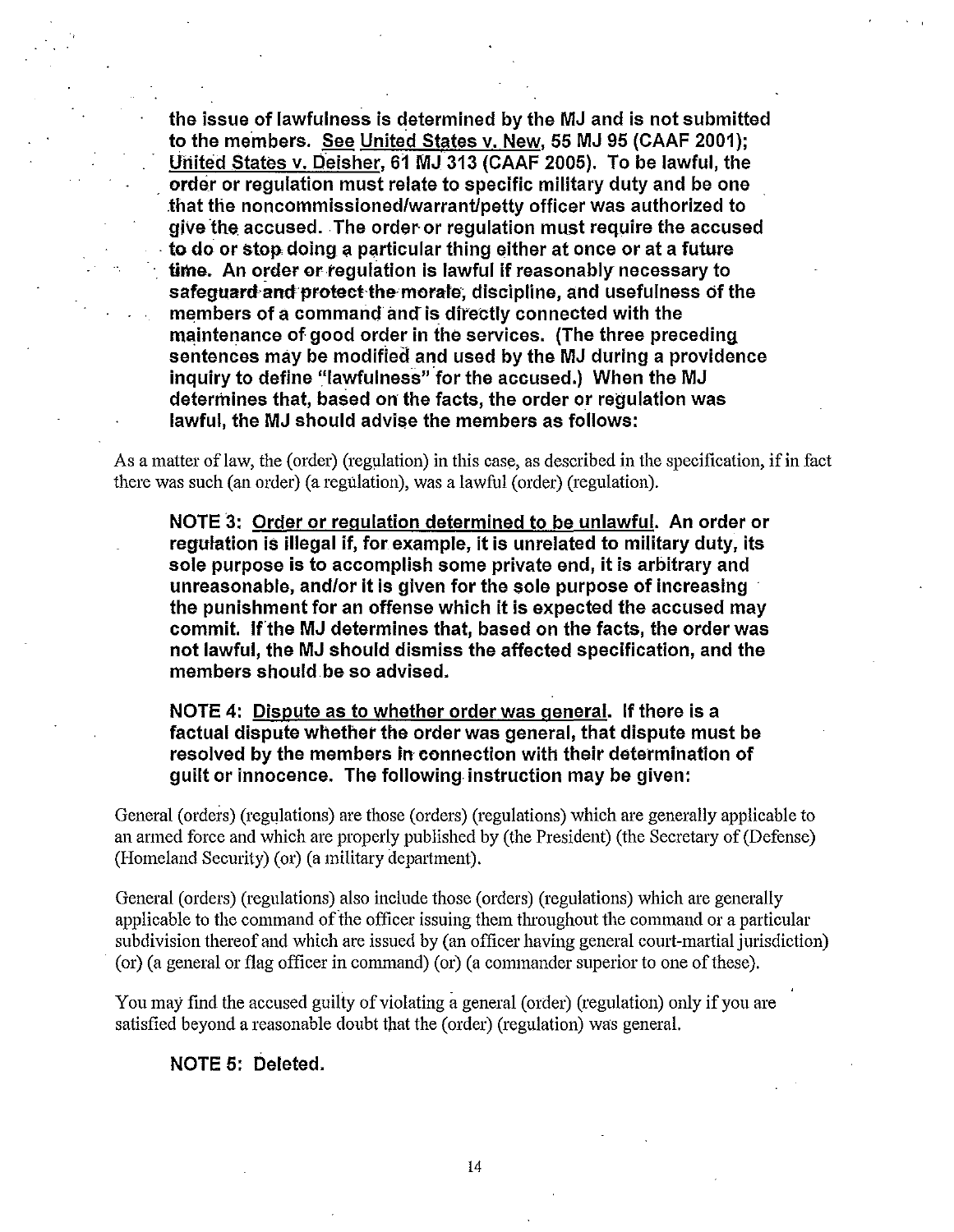**the issue of lawfulness is determined by the MJ and is not submitted to the members. See United States v. New, 55 MJ 95 (CAAF 2001); United States v. Deisher, 61 MJ 313 (CAAF 2005). To be lawful, the order or regulation must relate to specific military duty and be one that the noncommissioned/warrant/petty officer was authorized to give the accused. The order or regulation must require the accused to do or stop doing a particular thing either at once or at a future time. An order or regulation is lawful if reasonably necessary to safeguard and protect the morale, discipline, and usefulness of the members of a command and is directly connected with the maintenance of good order in the services. (The three preceding sentences may be modified and used by the MJ during a providence inquiry to define "lawfulness" for the accused.) When the MJ determines that, based on the facts, the order or regulation was lawful, the MJ should advise the members as follows:**

As a matter of law, the (order) (regulation) in this case, as described in the specification, if in fact there was such (an order) (a regulation), was a lawful (order) (regulation).

**NOTE 3: Order or regulation determined to be unlawful. An order or regulation is illegal if, for example, it is unrelated to military duty, its sole purpose is to accomplish some private end, it is arbitrary and unreasonable, and/or it is given for the sole purpose of increasing the punishment for an offense which it is expected the accused may commit. If the MJ determines that, based on the facts, the order was not lawful, the MJ should dismiss the affected specification, and the members should be so advised.**

**NOTE 4: Dispute as to whether order was general. If there is a factual dispute whether the order was general, that dispute must be resolved by the members in connection with their determination of guilt or innocence. The following instruction may be given:**

General (orders) (regulations) are those (orders) (regulations) which are generally applicable to an armed force and which are properly published by (the President) (the Secretary of (Defense) (Homeland Security) (or) (a military department).

General (orders) (regulations) also include those (orders) (regulations) which are generally applicable to the command of the officer issuing them throughout the command or a particular subdivision thereof and which are issued by (an officer having general court-martial jurisdiction) (or) (a general or flag officer in command) (or) (a commander superior to one of these).

You may find the accused guilty of violating a general (order) (regulation) only if you are satisfied beyond a reasonable doubt that the (order) (regulation) was general.

**NOTE 5: Deleted.**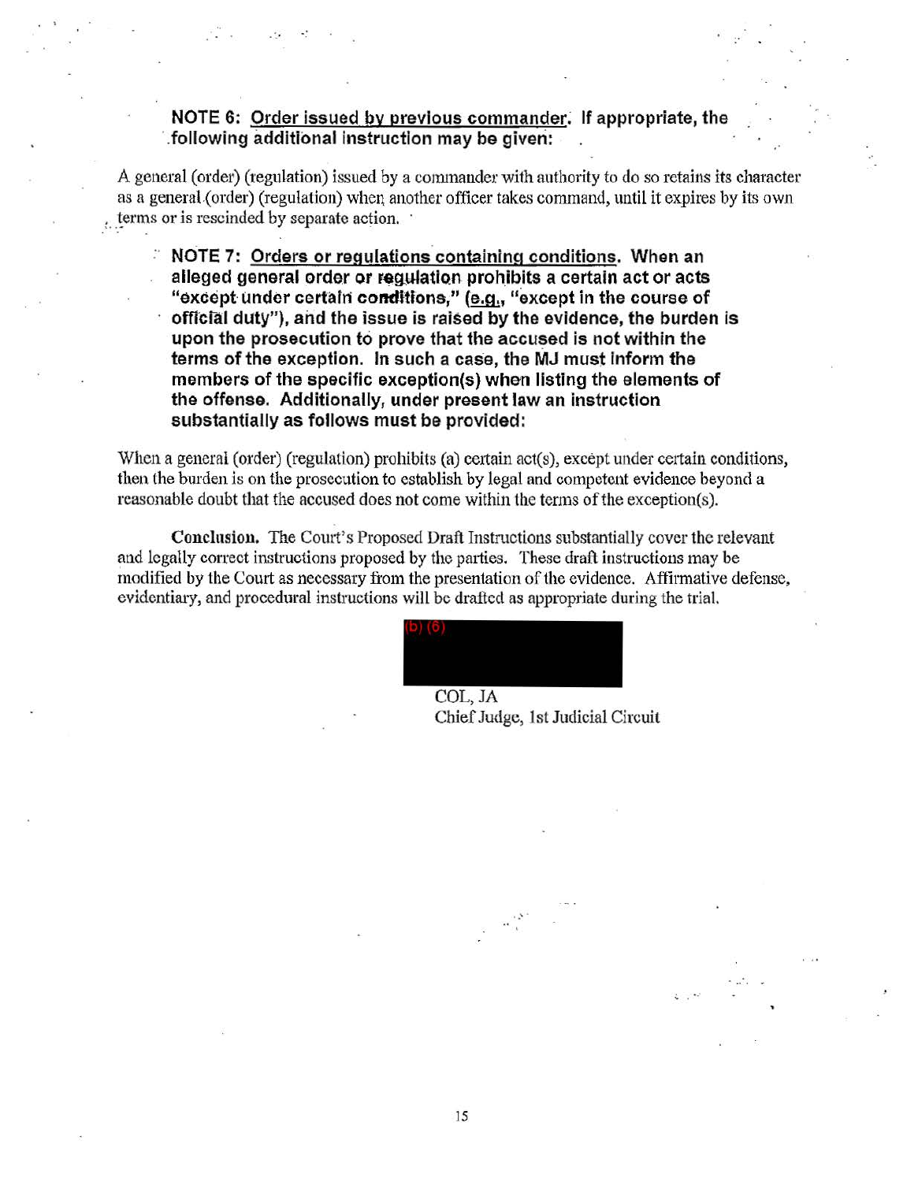**NOTE 6: Order issued by previous commander. If appropriate, the following additional instruction may be given:**

A general (order) (regulation) issued by a commander with authority to do so retains its character as a general (order) (regulation) when another officer takes command, until it expires by its own terms or is rescinded by separate action.

**NOTE 7: Orders or regulations containing conditions. When an alleged general order or regulation prohibits a certain act or acts "except under certain conditions," (e.g., "except in the course of official duty"), and the issue is raised by the evidence, the burden is upon the prosecution to prove that the accused is not within the terms of the exception. In such a case, the MJ must inform the members of the specific exception(s) when listing the elements of the offense. Additionally, under present law an instruction substantially as follows must be provided:**

When a general (order) (regulation) prohibits (a) certain act(s), except under certain conditions, then the burden is on the prosecution to establish by legal and competent evidence beyond a reasonable doubt that the accused does not come within the terms of the exception(s).

**Conclusion.** The Court's Proposed Draft Instructions substantially cover the relevant and legally correct instructions proposed by the parties. These draft instructions may be modified by the Court as necessary from the presentation of the evidence. Affirmative defense, evidentiary, and procedural instructions will be drafted as appropriate during the trial.

(b) (6)

COL, JA
Chief Judge, 1st Judicial Circuit